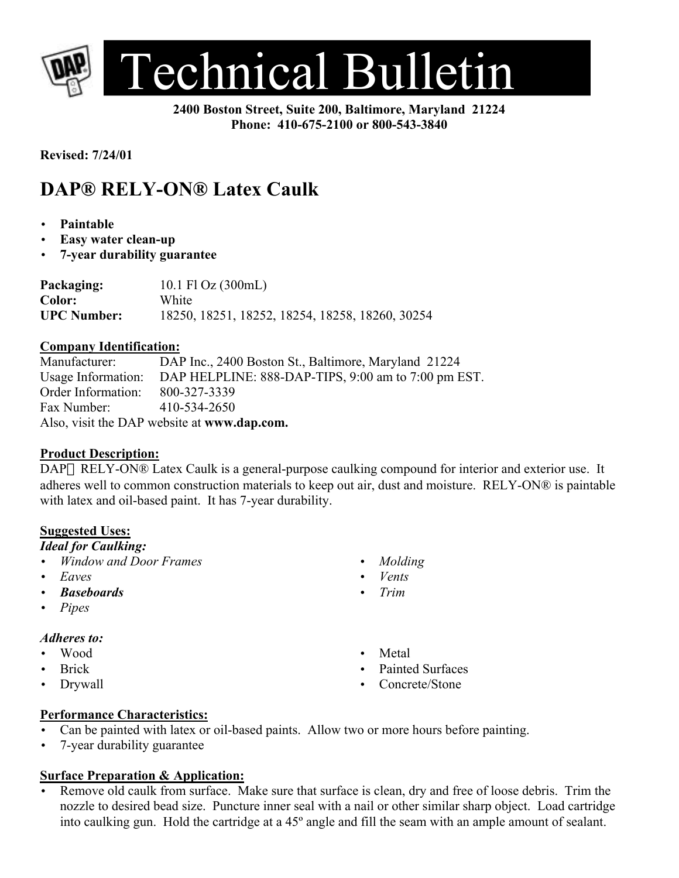# Technical Bulletin

**2400 Boston Street, Suite 200, Baltimore, Maryland 21224**
**Phone: 410-675-2100 or 800-543-3840**

**Revised: 7/24/01**

## DAP® RELY-ON® Latex Caulk

- **Paintable**
- **Easy water clean-up**
- **7-year durability guarantee**

| | |
|---|---|
| **Packaging:** | 10.1 Fl Oz (300mL) |
| **Color:** | White |
| **UPC Number:** | 18250, 18251, 18252, 18254, 18258, 18260, 30254 |

**Company Identification:**

| | |
|---|---|
| Manufacturer: | DAP Inc., 2400 Boston St., Baltimore, Maryland 21224 |
| Usage Information: | DAP HELPLINE: 888-DAP-TIPS, 9:00 am to 7:00 pm EST. |
| Order Information: | 800-327-3339 |
| Fax Number: | 410-534-2650 |

Also, visit the DAP website at **www.dap.com.**

**Product Description:**

DAP RELY-ON® Latex Caulk is a general-purpose caulking compound for interior and exterior use. It adheres well to common construction materials to keep out air, dust and moisture. RELY-ON® is paintable with latex and oil-based paint. It has 7-year durability.

**Suggested Uses:**

***Ideal for Caulking:***

- *Window and Door Frames*
- *Eaves*
- ***Baseboards***
- *Pipes*
- *Molding*
- *Vents*
- *Trim*

***Adheres to:***

- Wood
- Brick
- Drywall
- Metal
- Painted Surfaces
- Concrete/Stone

**Performance Characteristics:**

- Can be painted with latex or oil-based paints. Allow two or more hours before painting.
- 7-year durability guarantee

**Surface Preparation & Application:**

- Remove old caulk from surface. Make sure that surface is clean, dry and free of loose debris. Trim the nozzle to desired bead size. Puncture inner seal with a nail or other similar sharp object. Load cartridge into caulking gun. Hold the cartridge at a 45º angle and fill the seam with an ample amount of sealant.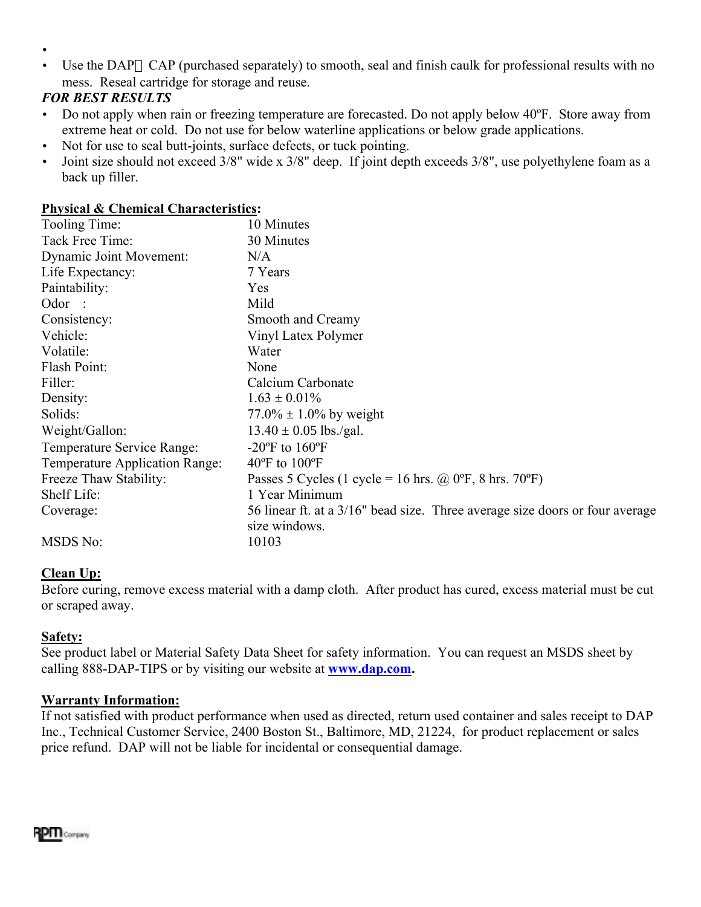- 
- Use the DAP CAP (purchased separately) to smooth, seal and finish caulk for professional results with no mess. Reseal cartridge for storage and reuse.

*FOR BEST RESULTS*

- Do not apply when rain or freezing temperature are forecasted. Do not apply below 40ºF. Store away from extreme heat or cold. Do not use for below waterline applications or below grade applications.
- Not for use to seal butt-joints, surface defects, or tuck pointing.
- Joint size should not exceed 3/8" wide x 3/8" deep. If joint depth exceeds 3/8", use polyethylene foam as a back up filler.

**Physical & Chemical Characteristics:**

| | |
|---|---|
| Tooling Time: | 10 Minutes |
| Tack Free Time: | 30 Minutes |
| Dynamic Joint Movement: | N/A |
| Life Expectancy: | 7 Years |
| Paintability: | Yes |
| Odor : | Mild |
| Consistency: | Smooth and Creamy |
| Vehicle: | Vinyl Latex Polymer |
| Volatile: | Water |
| Flash Point: | None |
| Filler: | Calcium Carbonate |
| Density: | 1.63 ± 0.01% |
| Solids: | 77.0% ± 1.0% by weight |
| Weight/Gallon: | 13.40 ± 0.05 lbs./gal. |
| Temperature Service Range: | -20ºF to 160ºF |
| Temperature Application Range: | 40ºF to 100ºF |
| Freeze Thaw Stability: | Passes 5 Cycles (1 cycle = 16 hrs. @ 0ºF, 8 hrs. 70ºF) |
| Shelf Life: | 1 Year Minimum |
| Coverage: | 56 linear ft. at a 3/16" bead size. Three average size doors or four average size windows. |
| MSDS No: | 10103 |

**Clean Up:**

Before curing, remove excess material with a damp cloth. After product has cured, excess material must be cut or scraped away.

**Safety:**

See product label or Material Safety Data Sheet for safety information. You can request an MSDS sheet by calling 888-DAP-TIPS or by visiting our website at **www.dap.com.**

**Warranty Information:**

If not satisfied with product performance when used as directed, return used container and sales receipt to DAP Inc., Technical Customer Service, 2400 Boston St., Baltimore, MD, 21224, for product replacement or sales price refund. DAP will not be liable for incidental or consequential damage.

RPM Company